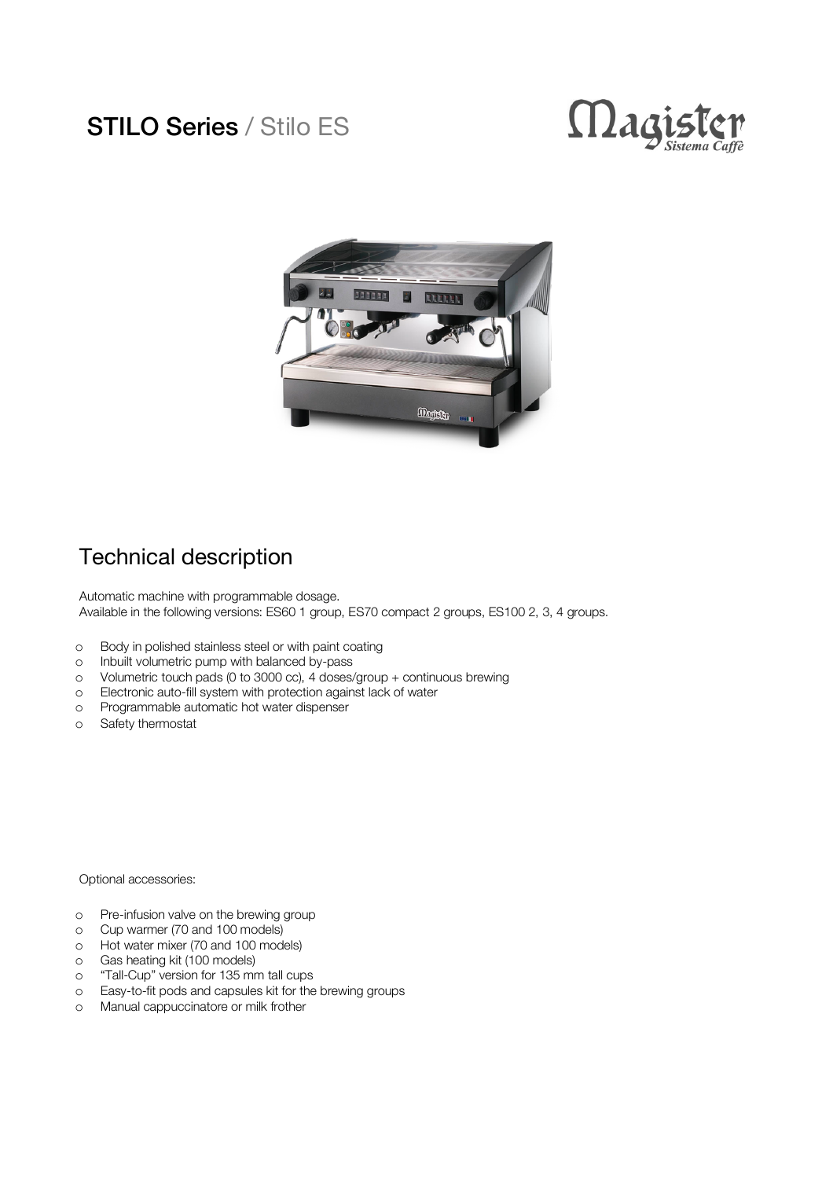# STILO Series / Stilo ES

Magister *Sistema Caffè*

## Technical description

Automatic machine with programmable dosage.
Available in the following versions: ES60 1 group, ES70 compact 2 groups, ES100 2, 3, 4 groups.

- Body in polished stainless steel or with paint coating
- Inbuilt volumetric pump with balanced by-pass
- Volumetric touch pads (0 to 3000 cc), 4 doses/group + continuous brewing
- Electronic auto-fill system with protection against lack of water
- Programmable automatic hot water dispenser
- Safety thermostat

Optional accessories:

- Pre-infusion valve on the brewing group
- Cup warmer (70 and 100 models)
- Hot water mixer (70 and 100 models)
- Gas heating kit (100 models)
- "Tall-Cup" version for 135 mm tall cups
- Easy-to-fit pods and capsules kit for the brewing groups
- Manual cappuccinatore or milk frother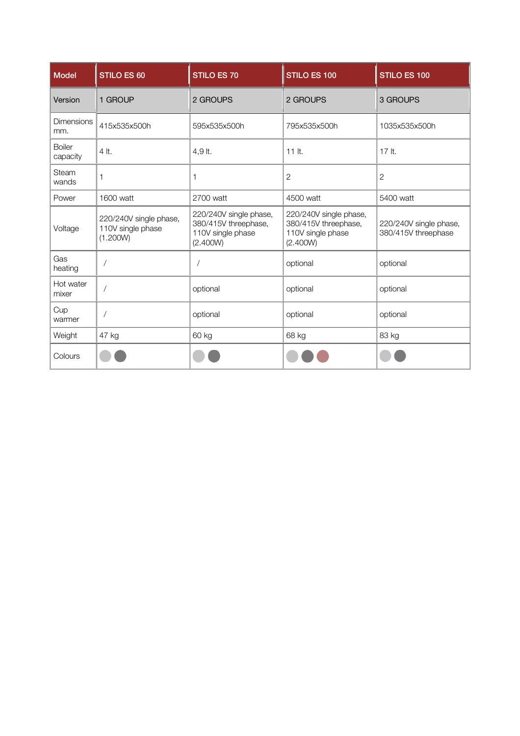| Model | STILO ES 60 | STILO ES 70 | STILO ES 100 | STILO ES 100 |
|---|---|---|---|---|
| Version | 1 GROUP | 2 GROUPS | 2 GROUPS | 3 GROUPS |
| Dimensions mm. | 415x535x500h | 595x535x500h | 795x535x500h | 1035x535x500h |
| Boiler capacity | 4 lt. | 4,9 lt. | 11 lt. | 17 lt. |
| Steam wands | 1 | 1 | 2 | 2 |
| Power | 1600 watt | 2700 watt | 4500 watt | 5400 watt |
| Voltage | 220/240V single phase, 110V single phase (1.200W) | 220/240V single phase, 380/415V threephase, 110V single phase (2.400W) | 220/240V single phase, 380/415V threephase, 110V single phase (2.400W) | 220/240V single phase, 380/415V threephase |
| Gas heating | / | / | optional | optional |
| Hot water mixer | / | optional | optional | optional |
| Cup warmer | / | optional | optional | optional |
| Weight | 47 kg | 60 kg | 68 kg | 83 kg |
| Colours | | | | |